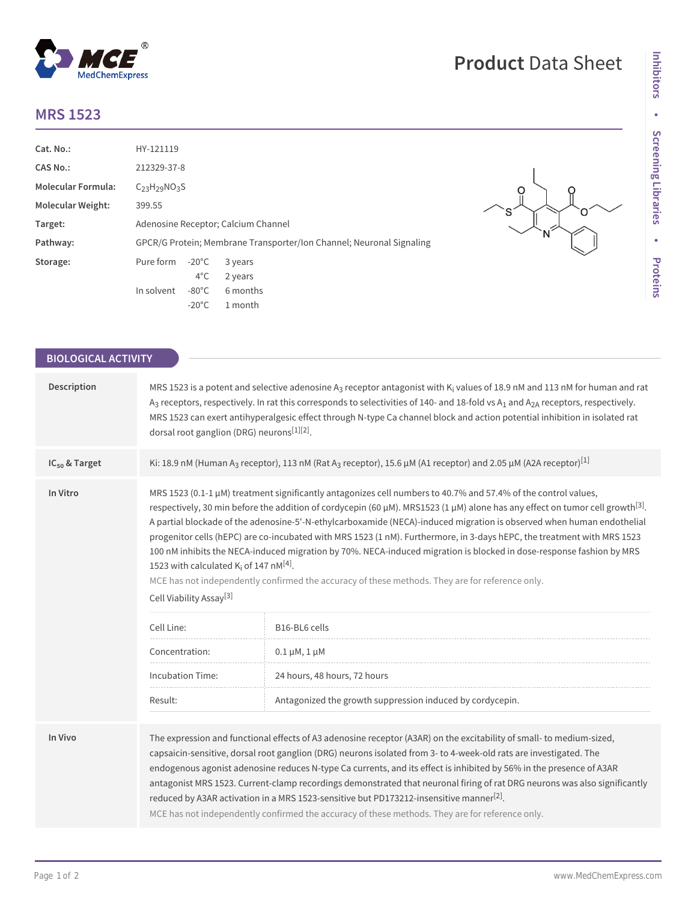# MRS 1523

| | |
|---|---|
| **Cat. No.:** | HY-121119 |
| **CAS No.:** | 212329-37-8 |
| **Molecular Formula:** | $C_{23}H_{29}NO_3S$ |
| **Molecular Weight:** | 399.55 |
| **Target:** | Adenosine Receptor; Calcium Channel |
| **Pathway:** | GPCR/G Protein; Membrane Transporter/Ion Channel; Neuronal Signaling |
| **Storage:** | Pure form -20°C 3 years; 4°C 2 years; In solvent -80°C 6 months; -20°C 1 month |

## BIOLOGICAL ACTIVITY

**Description**

MRS 1523 is a potent and selective adenosine $A_3$ receptor antagonist with $K_i$ values of 18.9 nM and 113 nM for human and rat $A_3$ receptors, respectively. In rat this corresponds to selectivities of 140- and 18-fold vs $A_1$ and $A_{2A}$ receptors, respectively. MRS 1523 can exert antihyperalgesic effect through N-type Ca channel block and action potential inhibition in isolated rat dorsal root ganglion (DRG) neurons[1][2].

**IC₅₀ & Target**

Ki: 18.9 nM (Human $A_3$ receptor), 113 nM (Rat $A_3$ receptor), 15.6 μM (A1 receptor) and 2.05 μM (A2A receptor)[1]

**In Vitro**

MRS 1523 (0.1-1 μM) treatment significantly antagonizes cell numbers to 40.7% and 57.4% of the control values, respectively, 30 min before the addition of cordycepin (60 μM). MRS1523 (1 μM) alone has any effect on tumor cell growth[3]. A partial blockade of the adenosine-5'-N-ethylcarboxamide (NECA)-induced migration is observed when human endothelial progenitor cells (hEPC) are co-incubated with MRS 1523 (1 nM). Furthermore, in 3-days hEPC, the treatment with MRS 1523 100 nM inhibits the NECA-induced migration by 70%. NECA-induced migration is blocked in dose-response fashion by MRS 1523 with calculated $K_i$ of 147 nM[4].

MCE has not independently confirmed the accuracy of these methods. They are for reference only.

Cell Viability Assay[3]

| | |
|---|---|
| Cell Line: | B16-BL6 cells |
| Concentration: | 0.1 μM, 1 μM |
| Incubation Time: | 24 hours, 48 hours, 72 hours |
| Result: | Antagonized the growth suppression induced by cordycepin. |

**In Vivo**

The expression and functional effects of A3 adenosine receptor (A3AR) on the excitability of small- to medium-sized, capsaicin-sensitive, dorsal root ganglion (DRG) neurons isolated from 3- to 4-week-old rats are investigated. The endogenous agonist adenosine reduces N-type Ca currents, and its effect is inhibited by 56% in the presence of A3AR antagonist MRS 1523. Current-clamp recordings demonstrated that neuronal firing of rat DRG neurons was also significantly reduced by A3AR activation in a MRS 1523-sensitive but PD173212-insensitive manner[2].

MCE has not independently confirmed the accuracy of these methods. They are for reference only.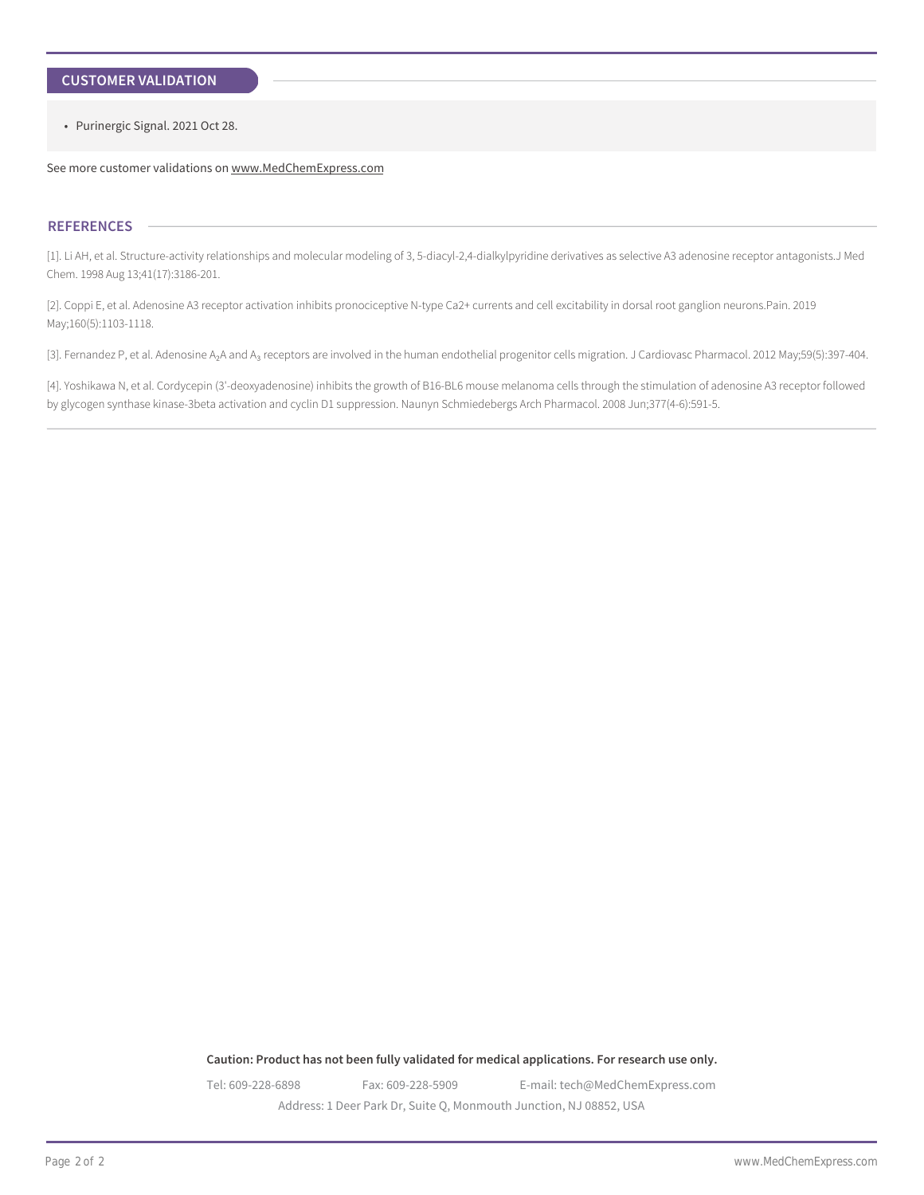## CUSTOMER VALIDATION

- Purinergic Signal. 2021 Oct 28.

See more customer validations on www.MedChemExpress.com

## REFERENCES

[1]. Li AH, et al. Structure-activity relationships and molecular modeling of 3, 5-diacyl-2,4-dialkylpyridine derivatives as selective A3 adenosine receptor antagonists.J Med Chem. 1998 Aug 13;41(17):3186-201.

[2]. Coppi E, et al. Adenosine A3 receptor activation inhibits pronociceptive N-type Ca2+ currents and cell excitability in dorsal root ganglion neurons.Pain. 2019 May;160(5):1103-1118.

[3]. Fernandez P, et al. Adenosine $A_2A$ and $A_3$ receptors are involved in the human endothelial progenitor cells migration. J Cardiovasc Pharmacol. 2012 May;59(5):397-404.

[4]. Yoshikawa N, et al. Cordycepin (3'-deoxyadenosine) inhibits the growth of B16-BL6 mouse melanoma cells through the stimulation of adenosine A3 receptor followed by glycogen synthase kinase-3beta activation and cyclin D1 suppression. Naunyn Schmiedebergs Arch Pharmacol. 2008 Jun;377(4-6):591-5.

**Caution: Product has not been fully validated for medical applications. For research use only.**

Tel: 609-228-6898　　Fax: 609-228-5909　　E-mail: tech@MedChemExpress.com

Address: 1 Deer Park Dr, Suite Q, Monmouth Junction, NJ 08852, USA